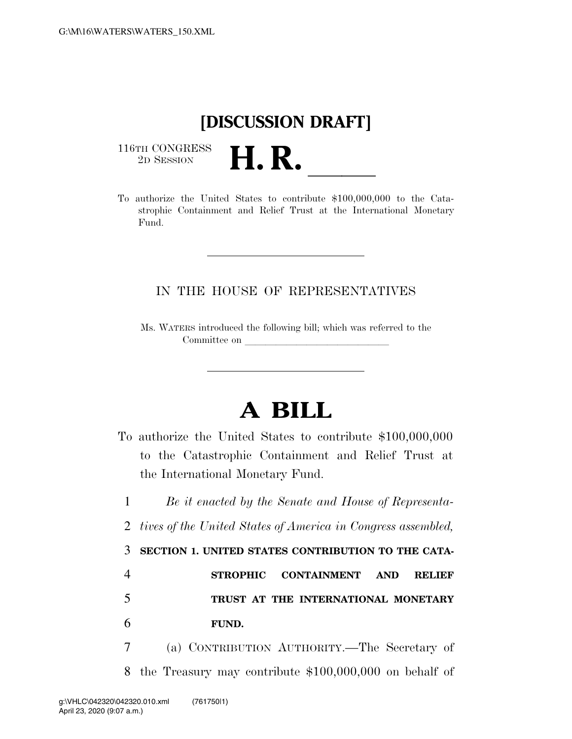**[DISCUSSION DRAFT]**

116TH CONGRESS
2D SESSION

# H. R. \_\_\_\_\_\_

To authorize the United States to contribute $100,000,000 to the Catastrophic Containment and Relief Trust at the International Monetary Fund.

---

IN THE HOUSE OF REPRESENTATIVES

Ms. WATERS introduced the following bill; which was referred to the Committee on \_\_\_\_\_\_\_\_\_\_\_\_\_\_\_\_\_\_\_\_\_\_\_\_\_\_\_\_\_\_

---

# A BILL

To authorize the United States to contribute $100,000,000 to the Catastrophic Containment and Relief Trust at the International Monetary Fund.

1 *Be it enacted by the Senate and House of Representa-*
2 *tives of the United States of America in Congress assembled,*

3 **SECTION 1. UNITED STATES CONTRIBUTION TO THE CATA-**
4 **STROPHIC CONTAINMENT AND RELIEF**
5 **TRUST AT THE INTERNATIONAL MONETARY**
6 **FUND.**

7 (a) CONTRIBUTION AUTHORITY.—The Secretary of
8 the Treasury may contribute $100,000,000 on behalf of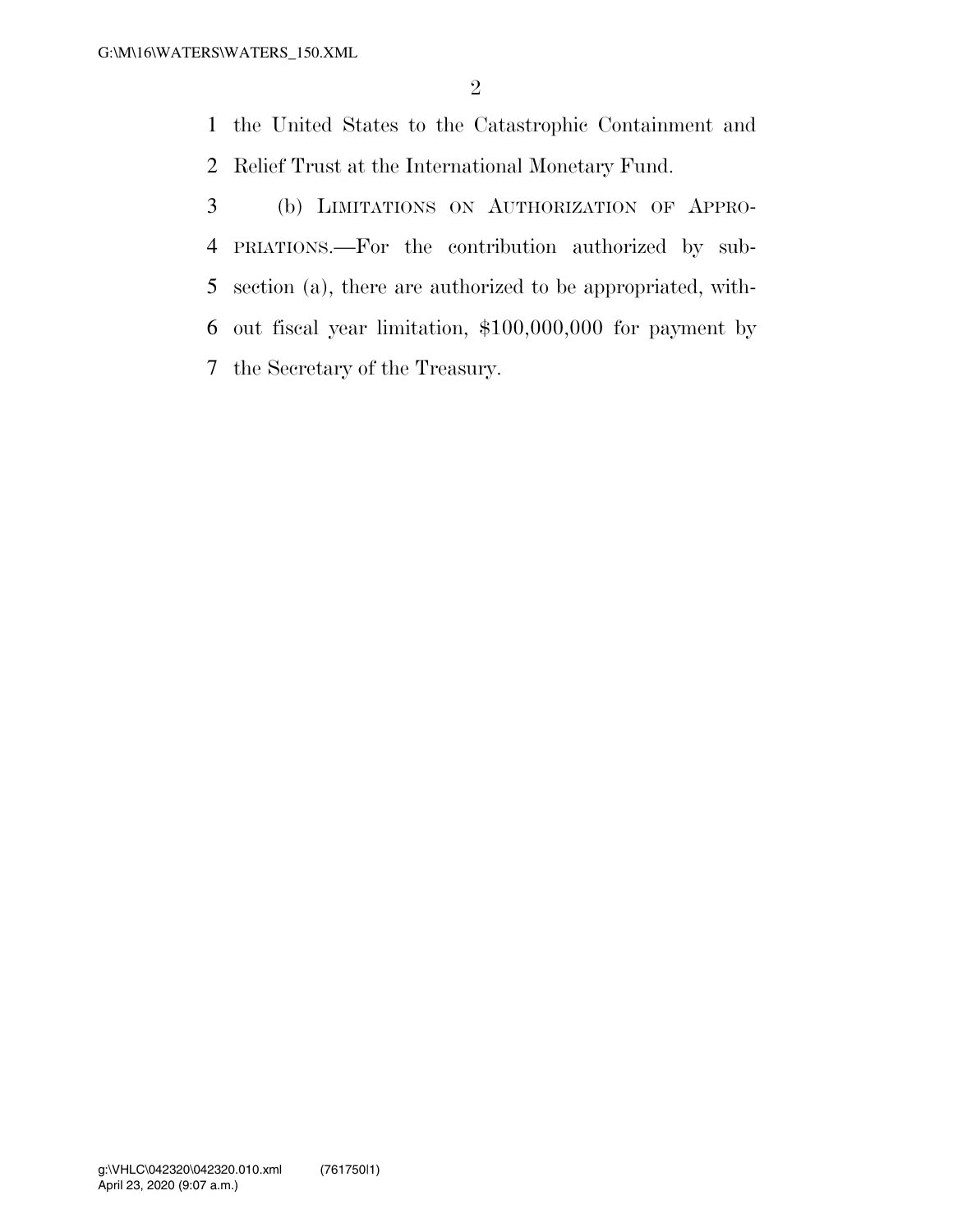the United States to the Catastrophic Containment and Relief Trust at the International Monetary Fund.

(b) LIMITATIONS ON AUTHORIZATION OF APPROPRIATIONS.—For the contribution authorized by subsection (a), there are authorized to be appropriated, without fiscal year limitation, $100,000,000 for payment by the Secretary of the Treasury.